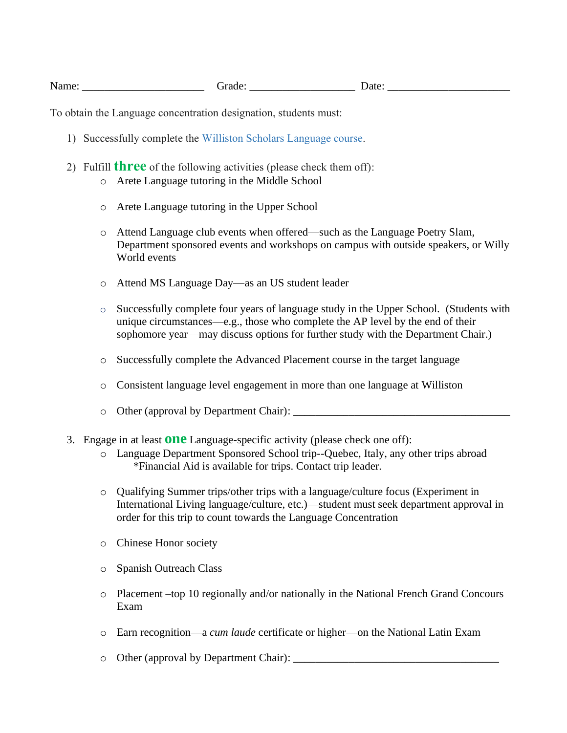Name: ______________________ Grade: ___________________ Date: ______________________

To obtain the Language concentration designation, students must:

1) Successfully complete the Williston Scholars Language course.

2) Fulfill **three** of the following activities (please check them off):
   - ○ Arete Language tutoring in the Middle School
   - ○ Arete Language tutoring in the Upper School
   - ○ Attend Language club events when offered—such as the Language Poetry Slam, Department sponsored events and workshops on campus with outside speakers, or Willy World events
   - ○ Attend MS Language Day—as an US student leader
   - ○ Successfully complete four years of language study in the Upper School. (Students with unique circumstances—e.g., those who complete the AP level by the end of their sophomore year—may discuss options for further study with the Department Chair.)
   - ○ Successfully complete the Advanced Placement course in the target language
   - ○ Consistent language level engagement in more than one language at Williston
   - ○ Other (approval by Department Chair): ________________________________________

3. Engage in at least **one** Language-specific activity (please check one off):
   - ○ Language Department Sponsored School trip--Quebec, Italy, any other trips abroad
     *Financial Aid is available for trips. Contact trip leader.
   - ○ Qualifying Summer trips/other trips with a language/culture focus (Experiment in International Living language/culture, etc.)—student must seek department approval in order for this trip to count towards the Language Concentration
   - ○ Chinese Honor society
   - ○ Spanish Outreach Class
   - ○ Placement –top 10 regionally and/or nationally in the National French Grand Concours Exam
   - ○ Earn recognition—a *cum laude* certificate or higher—on the National Latin Exam
   - ○ Other (approval by Department Chair): ______________________________________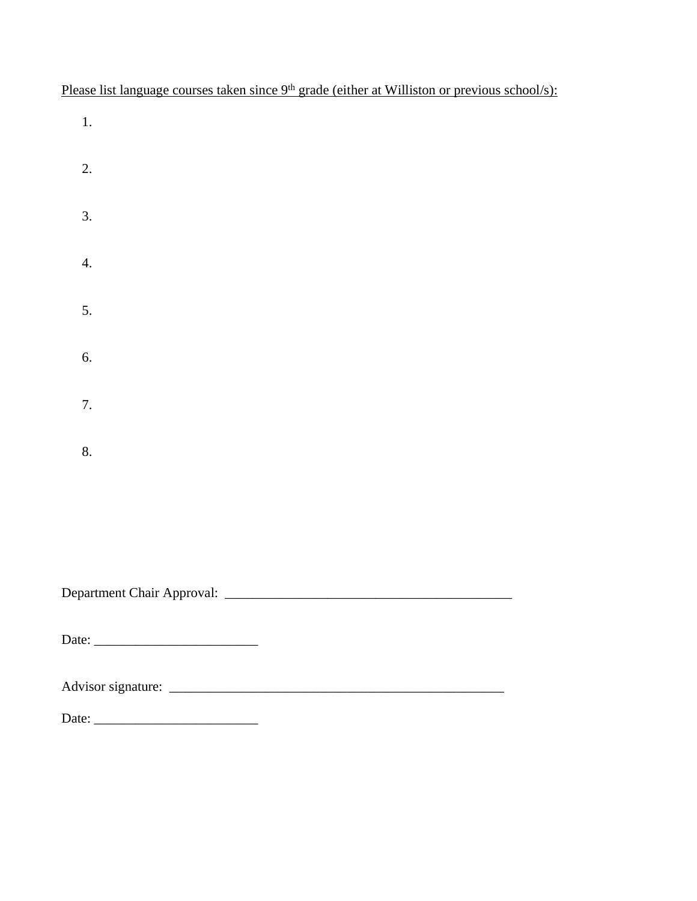<u>Please list language courses taken since 9th grade (either at Williston or previous school/s):</u>

1.

2.

3.

4.

5.

6.

7.

8.

Department Chair Approval: ____________________________________________

Date: ________________________

Advisor signature: ___________________________________________________

Date: ________________________